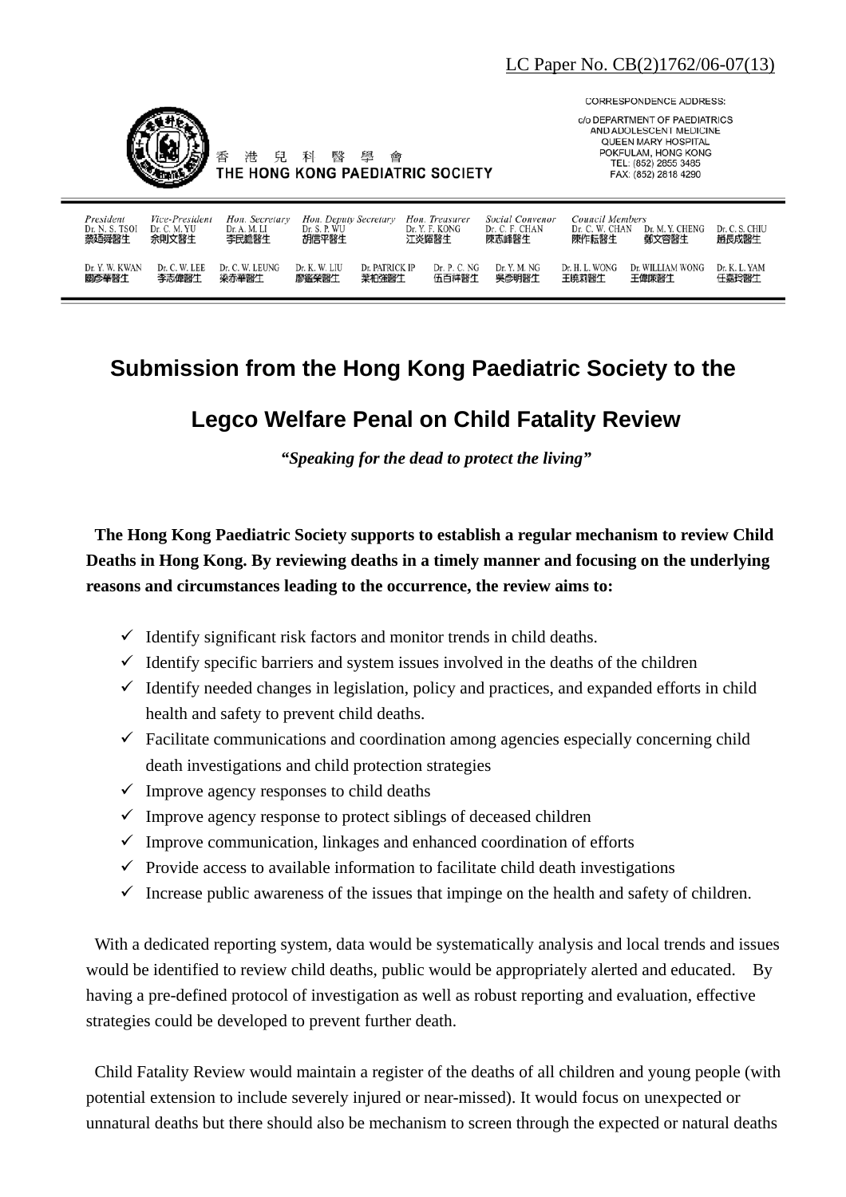LC Paper No. CB(2)1762/06-07(13)

香 港 兒 科 醫 學 會
THE HONG KONG PAEDIATRIC SOCIETY

CORRESPONDENCE ADDRESS:
c/o DEPARTMENT OF PAEDIATRICS AND ADOLESCENT MEDICINE
QUEEN MARY HOSPITAL
POKFULAM, HONG KONG
TEL: (852) 2855 3485
FAX: (852) 2818 4290

| President | Vice-President | Hon. Secretary | Hon. Deputy Secretary | Hon. Treasurer | Social Convenor | Council Members | | |
|---|---|---|---|---|---|---|---|---|
| Dr. N. S. TSOI 蔡廼舜醫生 | Dr. C. M. YU 余則文醫生 | Dr. A. M. LI 李民瞻醫生 | Dr. S. P. WU 胡信平醫生 | Dr. Y. F. KONG 江炎輝醫生 | Dr. C. F. CHAN 陳志峰醫生 | Dr. C. W. CHAN 陳作耘醫生 | Dr. M. Y. CHENG 鄭文容醫生 | Dr. C. S. CHIU 趙長成醫生 |
| Dr. Y. W. KWAN 關彥華醫生 | Dr. C. W. LEE 李志偉醫生 | Dr. C. W. LEUNG 梁赤華醫生 | Dr. K. W. LIU 廖鑑榮醫生 | Dr. PATRICK IP 葉柏強醫生 | Dr. P. C. NG 伍百祥醫生 | Dr. Y. M. NG 吳彥明醫生 | Dr. H. L. WONG 王曉莉醫生 | Dr. WILLIAM WONG 王偉廉醫生 |
| Dr. K. L. YAM 任嘉玲醫生 | | | | | | | | |

# Submission from the Hong Kong Paediatric Society to the Legco Welfare Penal on Child Fatality Review

***"Speaking for the dead to protect the living"***

**The Hong Kong Paediatric Society supports to establish a regular mechanism to review Child Deaths in Hong Kong. By reviewing deaths in a timely manner and focusing on the underlying reasons and circumstances leading to the occurrence, the review aims to:**

- ✓ Identify significant risk factors and monitor trends in child deaths.
- ✓ Identify specific barriers and system issues involved in the deaths of the children
- ✓ Identify needed changes in legislation, policy and practices, and expanded efforts in child health and safety to prevent child deaths.
- ✓ Facilitate communications and coordination among agencies especially concerning child death investigations and child protection strategies
- ✓ Improve agency responses to child deaths
- ✓ Improve agency response to protect siblings of deceased children
- ✓ Improve communication, linkages and enhanced coordination of efforts
- ✓ Provide access to available information to facilitate child death investigations
- ✓ Increase public awareness of the issues that impinge on the health and safety of children.

With a dedicated reporting system, data would be systematically analysis and local trends and issues would be identified to review child deaths, public would be appropriately alerted and educated. By having a pre-defined protocol of investigation as well as robust reporting and evaluation, effective strategies could be developed to prevent further death.

Child Fatality Review would maintain a register of the deaths of all children and young people (with potential extension to include severely injured or near-missed). It would focus on unexpected or unnatural deaths but there should also be mechanism to screen through the expected or natural deaths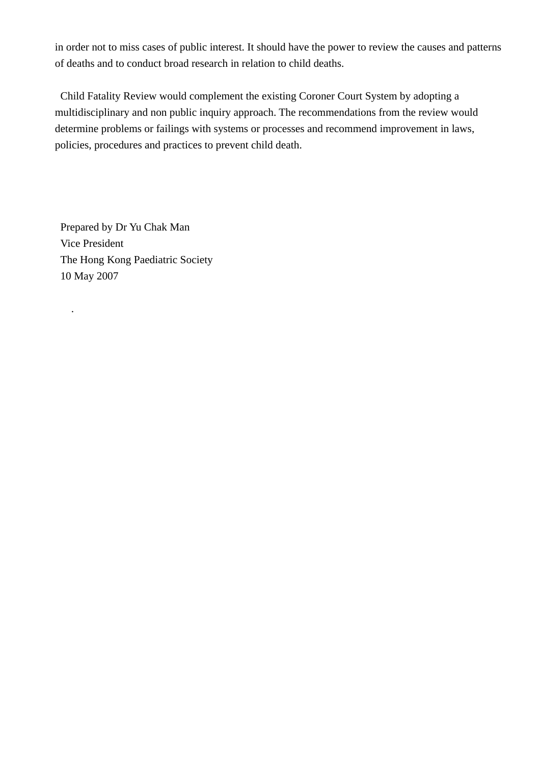in order not to miss cases of public interest. It should have the power to review the causes and patterns of deaths and to conduct broad research in relation to child deaths.

Child Fatality Review would complement the existing Coroner Court System by adopting a multidisciplinary and non public inquiry approach. The recommendations from the review would determine problems or failings with systems or processes and recommend improvement in laws, policies, procedures and practices to prevent child death.

Prepared by Dr Yu Chak Man  
Vice President  
The Hong Kong Paediatric Society  
10 May 2007

.